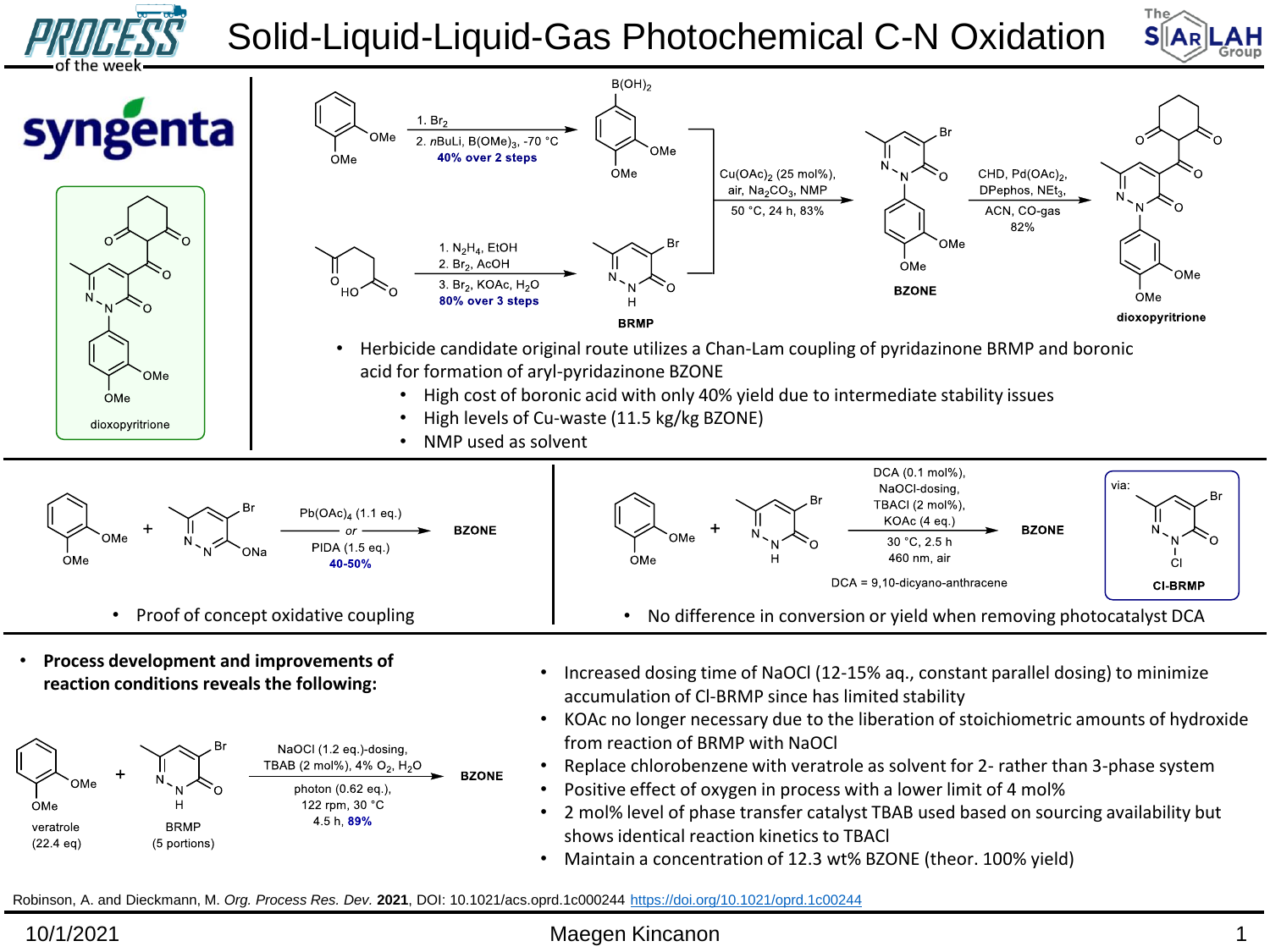# Solid-Liquid-Liquid-Gas Photochemical C-N Oxidation

syngenta

dioxopyritrione

1. $Br_2$
2. *n*BuLi, $B(OMe)_3$, -70 °C
**40% over 2 steps**

1. $N_2H_4$, EtOH
2. $Br_2$, AcOH
3. $Br_2$, KOAc, $H_2O$
**80% over 3 steps**

BRMP

$Cu(OAc)_2$ (25 mol%), air, $Na_2CO_3$, NMP
50 °C, 24 h, 83%

BZONE

CHD, $Pd(OAc)_2$, DPEphos, $NEt_3$, ACN, CO-gas
82%

dioxopyritrione

- Herbicide candidate original route utilizes a Chan-Lam coupling of pyridazinone BRMP and boronic acid for formation of aryl-pyridazinone BZONE
  - High cost of boronic acid with only 40% yield due to intermediate stability issues
  - High levels of Cu-waste (11.5 kg/kg BZONE)
  - NMP used as solvent

$Pb(OAc)_4$ (1.1 eq.)
*or*
PIDA (1.5 eq.)
**40-50%**
→ BZONE

- Proof of concept oxidative coupling

DCA (0.1 mol%), NaOCl-dosing, TBACl (2 mol%), KOAc (4 eq.)
30 °C, 2.5 h
460 nm, air
→ BZONE

DCA = 9,10-dicyano-anthracene

via: Cl-BRMP

- No difference in conversion or yield when removing photocatalyst DCA

- **Process development and improvements of reaction conditions reveals the following:**

veratrole (22.4 eq) + BRMP (5 portions)

NaOCl (1.2 eq.)-dosing, TBAB (2 mol%), 4% $O_2$, $H_2O$
photon (0.62 eq.), 122 rpm, 30 °C
4.5 h, **89%**
→ BZONE

- Increased dosing time of NaOCl (12-15% aq., constant parallel dosing) to minimize accumulation of Cl-BRMP since has limited stability
- KOAc no longer necessary due to the liberation of stoichiometric amounts of hydroxide from reaction of BRMP with NaOCl
- Replace chlorobenzene with veratrole as solvent for 2- rather than 3-phase system
- Positive effect of oxygen in process with a lower limit of 4 mol%
- 2 mol% level of phase transfer catalyst TBAB used based on sourcing availability but shows identical reaction kinetics to TBACl
- Maintain a concentration of 12.3 wt% BZONE (theor. 100% yield)

Robinson, A. and Dieckmann, M. *Org. Process Res. Dev.* **2021**, DOI: 10.1021/acs.oprd.1c000244 https://doi.org/10.1021/oprd.1c00244

10/1/2021 Maegen Kincanon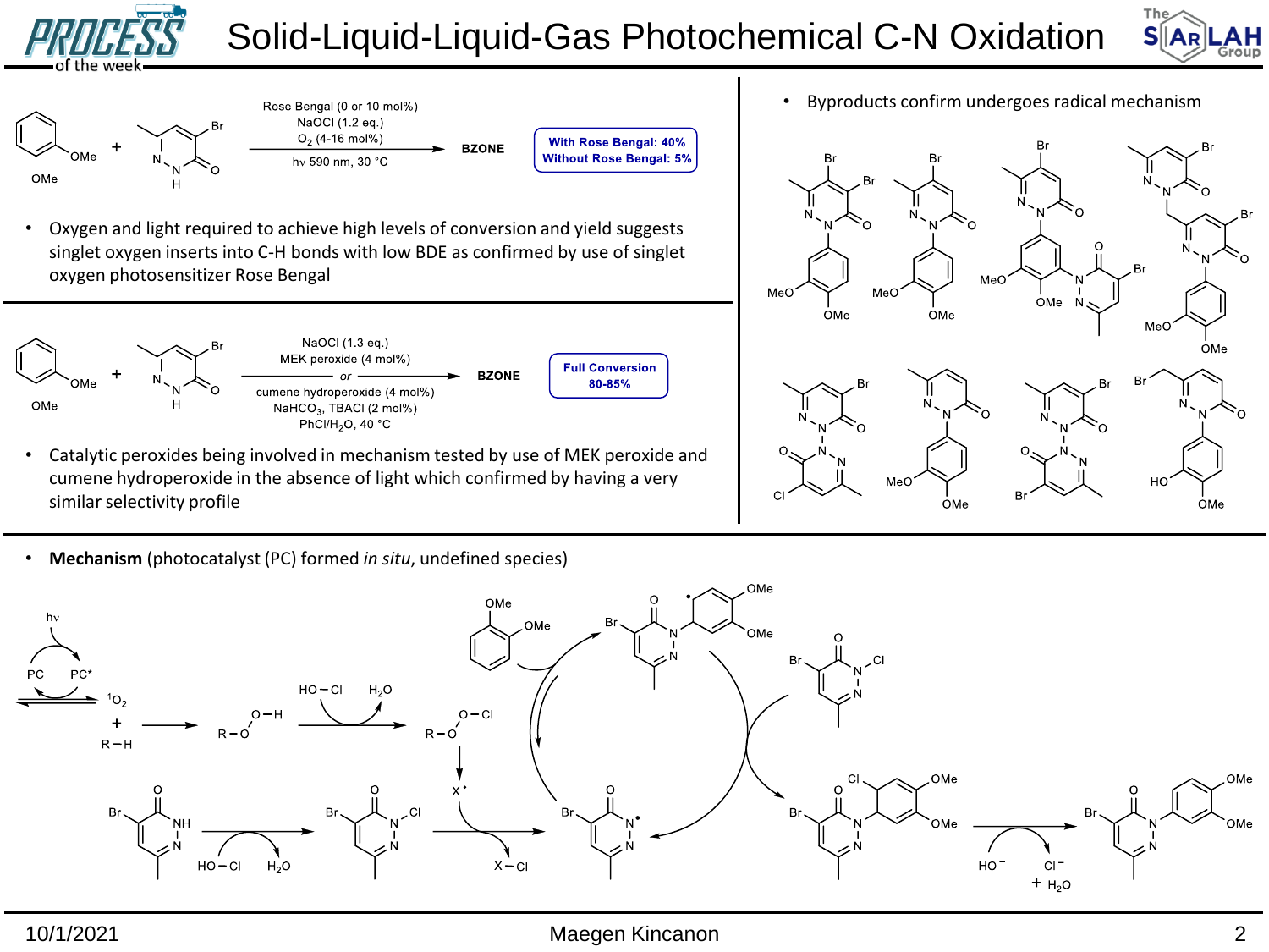# Solid-Liquid-Liquid-Gas Photochemical C-N Oxidation

Rose Bengal (0 or 10 mol%)
NaOCl (1.2 eq.)
$O_2$ (4-16 mol%)
hν 590 nm, 30 °C

BZONE

With Rose Bengal: 40%
Without Rose Bengal: 5%

- Oxygen and light required to achieve high levels of conversion and yield suggests singlet oxygen inserts into C-H bonds with low BDE as confirmed by use of singlet oxygen photosensitizer Rose Bengal

NaOCl (1.3 eq.)
MEK peroxide (4 mol%)
*or*
cumene hydroperoxide (4 mol%)
$NaHCO_3$, TBACl (2 mol%)
$PhCl/H_2O$, 40 °C

BZONE

Full Conversion
80-85%

- Catalytic peroxides being involved in mechanism tested by use of MEK peroxide and cumene hydroperoxide in the absence of light which confirmed by having a very similar selectivity profile

- Byproducts confirm undergoes radical mechanism

- **Mechanism** (photocatalyst (PC) formed *in situ*, undefined species)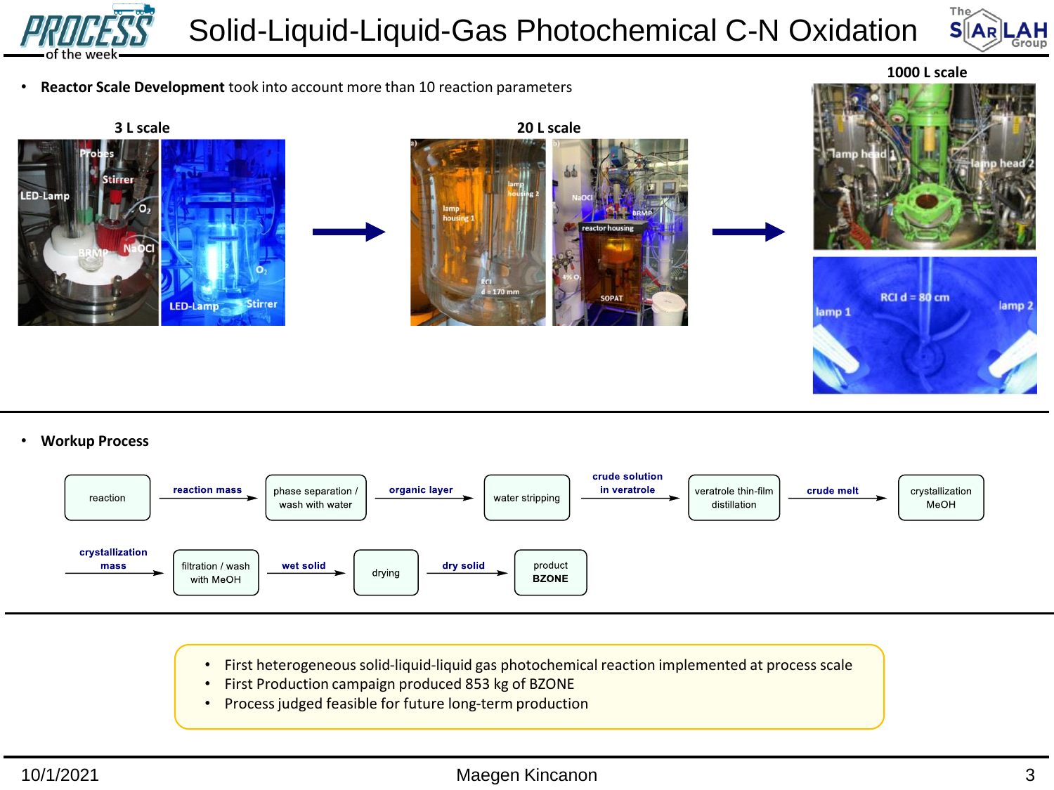# Solid-Liquid-Liquid-Gas Photochemical C-N Oxidation

- **Reactor Scale Development** took into account more than 10 reaction parameters

3 L scale

20 L scale

1000 L scale

- **Workup Process**

reaction → **reaction mass** → phase separation / wash with water → **organic layer** → water stripping → **crude solution in veratrole** → veratrole thin-film distillation → **crude melt** → crystallization MeOH

**crystallization mass** → filtration / wash with MeOH → **wet solid** → drying → **dry solid** → product **BZONE**

- First heterogeneous solid-liquid-liquid gas photochemical reaction implemented at process scale
- First Production campaign produced 853 kg of BZONE
- Process judged feasible for future long-term production

10/1/2021 Maegen Kincanon